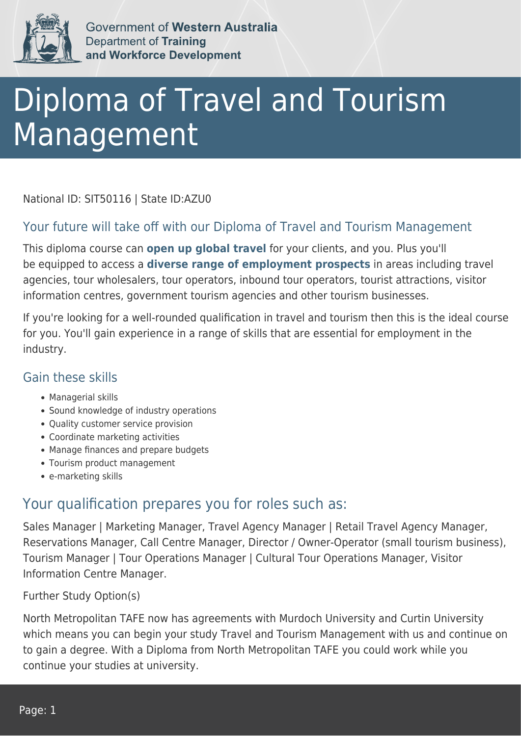Government of **Western Australia**
Department of **Training and Workforce Development**

# Diploma of Travel and Tourism Management

National ID: SIT50116 | State ID:AZU0

## Your future will take off with our Diploma of Travel and Tourism Management

This diploma course can **open up global travel** for your clients, and you. Plus you'll be equipped to access a **diverse range of employment prospects** in areas including travel agencies, tour wholesalers, tour operators, inbound tour operators, tourist attractions, visitor information centres, government tourism agencies and other tourism businesses.

If you're looking for a well-rounded qualification in travel and tourism then this is the ideal course for you. You'll gain experience in a range of skills that are essential for employment in the industry.

## Gain these skills

- Managerial skills
- Sound knowledge of industry operations
- Quality customer service provision
- Coordinate marketing activities
- Manage finances and prepare budgets
- Tourism product management
- e-marketing skills

## Your qualification prepares you for roles such as:

Sales Manager | Marketing Manager, Travel Agency Manager | Retail Travel Agency Manager, Reservations Manager, Call Centre Manager, Director / Owner-Operator (small tourism business), Tourism Manager | Tour Operations Manager | Cultural Tour Operations Manager, Visitor Information Centre Manager.

Further Study Option(s)

North Metropolitan TAFE now has agreements with Murdoch University and Curtin University which means you can begin your study Travel and Tourism Management with us and continue on to gain a degree. With a Diploma from North Metropolitan TAFE you could work while you continue your studies at university.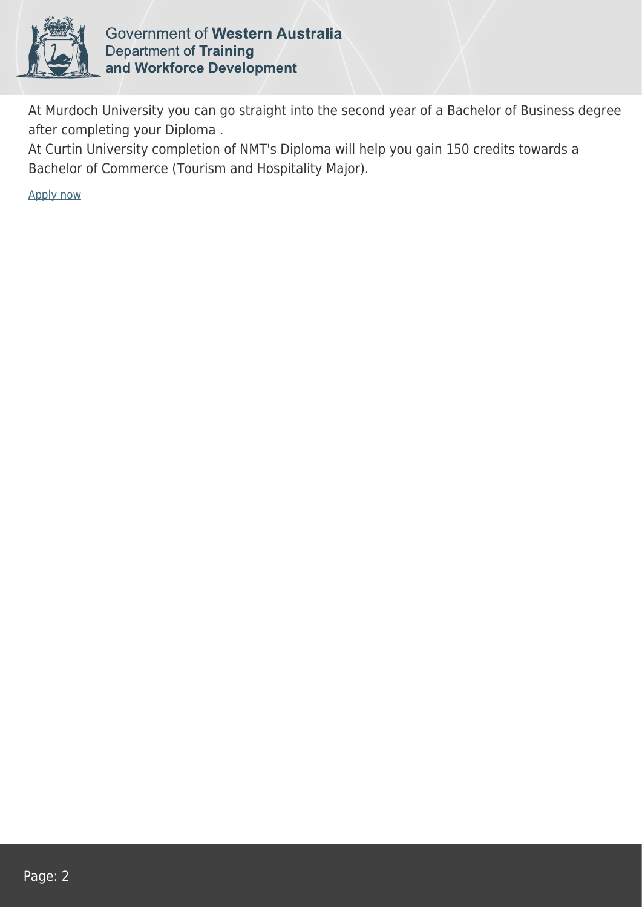At Murdoch University you can go straight into the second year of a Bachelor of Business degree after completing your Diploma .
At Curtin University completion of NMT's Diploma will help you gain 150 credits towards a Bachelor of Commerce (Tourism and Hospitality Major).

Apply now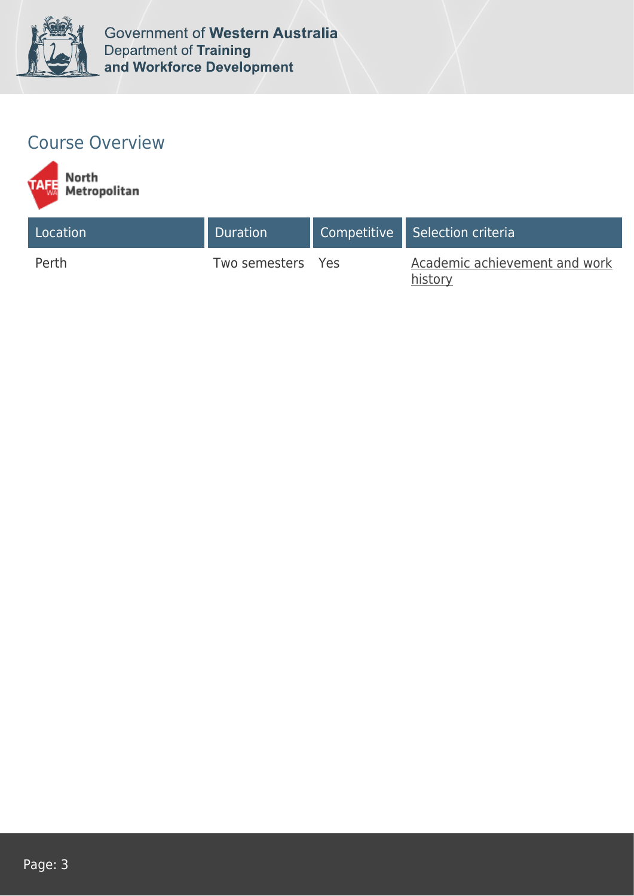## Course Overview

North Metropolitan

| Location | Duration | Competitive | Selection criteria |
| --- | --- | --- | --- |
| Perth | Two semesters | Yes | Academic achievement and work history |